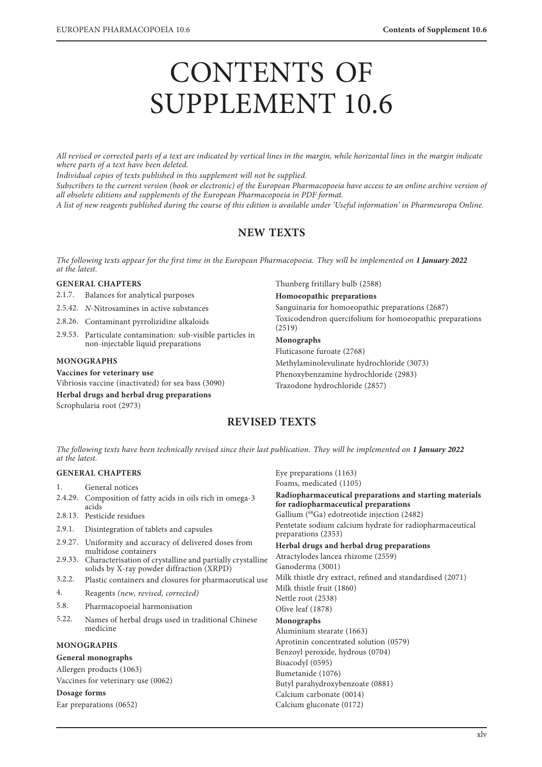# CONTENTS OF SUPPLEMENT 10.6

*All revised or corrected parts of a text are indicated by vertical lines in the margin, while horizontal lines in the margin indicate where parts of a text have been deleted.*

*Individual copies of texts published in this supplement will not be supplied.*

*Subscribers to the current version (book or electronic) of the European Pharmacopoeia have access to an online archive version of all obsolete editions and supplements of the European Pharmacopoeia in PDF format.*

*A list of new reagents published during the course of this edition is available under 'Useful information' in Pharmeuropa Online.*

## NEW TEXTS

*The following texts appear for the first time in the European Pharmacopoeia. They will be implemented on **1 January 2022** at the latest.*

### GENERAL CHAPTERS

- 2.1.7. Balances for analytical purposes
- 2.5.42. *N*-Nitrosamines in active substances
- 2.8.26. Contaminant pyrrolizidine alkaloids
- 2.9.53. Particulate contamination: sub-visible particles in non-injectable liquid preparations

### MONOGRAPHS

**Vaccines for veterinary use**

Vibriosis vaccine (inactivated) for sea bass (3090)

**Herbal drugs and herbal drug preparations**

Scrophularia root (2973)

Thunberg fritillary bulb (2588)

**Homoeopathic preparations**

Sanguinaria for homoeopathic preparations (2687)

Toxicodendron quercifolium for homoeopathic preparations (2519)

**Monographs**

Fluticasone furoate (2768)

Methylaminolevulinate hydrochloride (3073)

Phenoxybenzamine hydrochloride (2983)

Trazodone hydrochloride (2857)

## REVISED TEXTS

*The following texts have been technically revised since their last publication. They will be implemented on **1 January 2022** at the latest.*

### GENERAL CHAPTERS

- 1. General notices
- 2.4.29. Composition of fatty acids in oils rich in omega-3 acids
- 2.8.13. Pesticide residues
- 2.9.1. Disintegration of tablets and capsules
- 2.9.27. Uniformity and accuracy of delivered doses from multidose containers
- 2.9.33. Characterisation of crystalline and partially crystalline solids by X-ray powder diffraction (XRPD)
- 3.2.2. Plastic containers and closures for pharmaceutical use
- 4. Reagents *(new, revised, corrected)*
- 5.8. Pharmacopoeial harmonisation
- 5.22. Names of herbal drugs used in traditional Chinese medicine

### MONOGRAPHS

**General monographs**

Allergen products (1063)

Vaccines for veterinary use (0062)

**Dosage forms**

Ear preparations (0652)

Eye preparations (1163)

Foams, medicated (1105)

**Radiopharmaceutical preparations and starting materials for radiopharmaceutical preparations**

Gallium ($^{68}$Ga) edotreotide injection (2482)

Pentetate sodium calcium hydrate for radiopharmaceutical preparations (2353)

**Herbal drugs and herbal drug preparations**

Atractylodes lancea rhizome (2559)

Ganoderma (3001)

Milk thistle dry extract, refined and standardised (2071)

Milk thistle fruit (1860)

Nettle root (2538)

Olive leaf (1878)

**Monographs**

Aluminium stearate (1663)

Aprotinin concentrated solution (0579)

Benzoyl peroxide, hydrous (0704)

Bisacodyl (0595)

Bumetanide (1076)

Butyl parahydroxybenzoate (0881)

Calcium carbonate (0014)

Calcium gluconate (0172)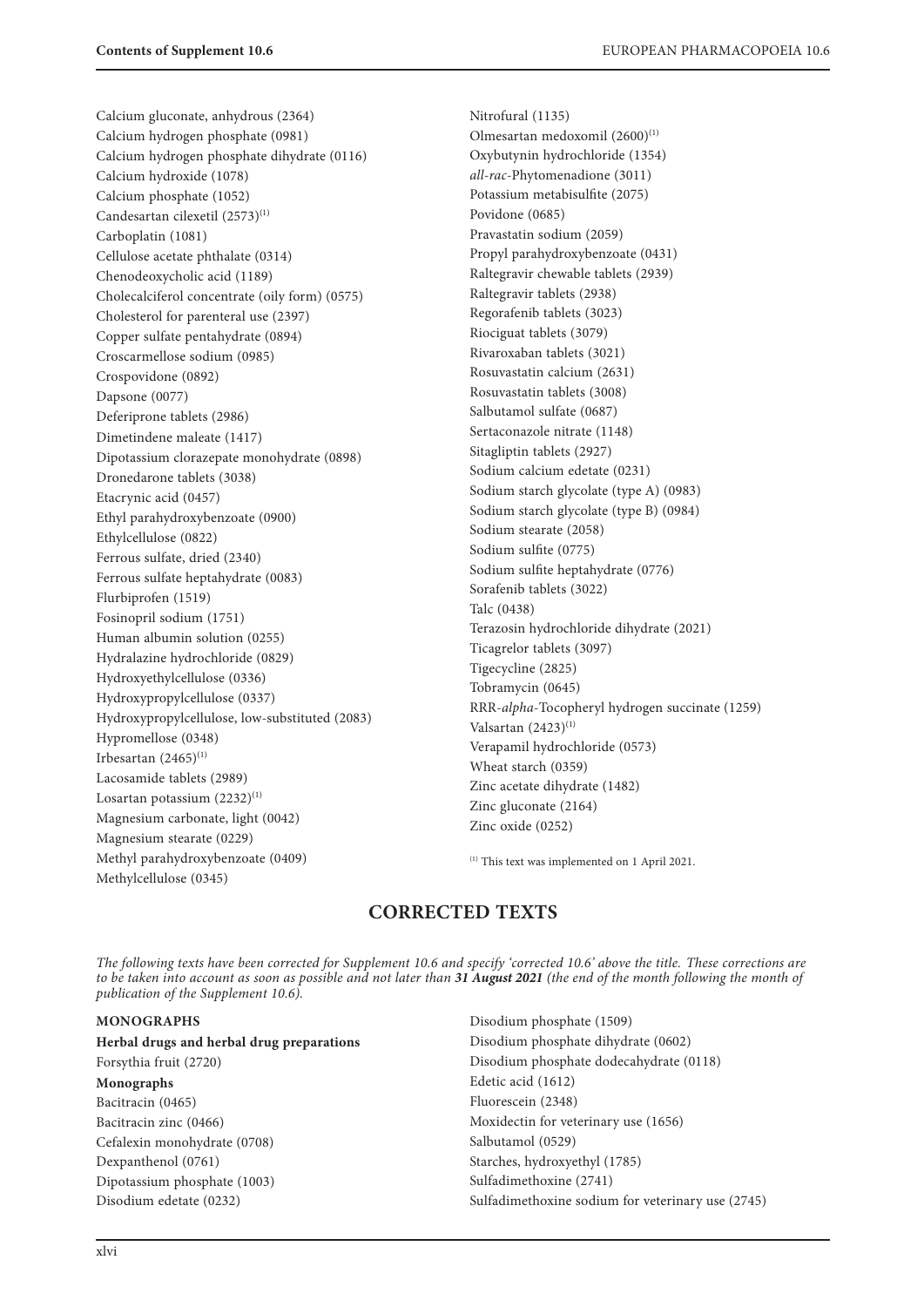Calcium gluconate, anhydrous (2364)
Calcium hydrogen phosphate (0981)
Calcium hydrogen phosphate dihydrate (0116)
Calcium hydroxide (1078)
Calcium phosphate (1052)
Candesartan cilexetil (2573)[(1)]
Carboplatin (1081)
Cellulose acetate phthalate (0314)
Chenodeoxycholic acid (1189)
Cholecalciferol concentrate (oily form) (0575)
Cholesterol for parenteral use (2397)
Copper sulfate pentahydrate (0894)
Croscarmellose sodium (0985)
Crospovidone (0892)
Dapsone (0077)
Deferiprone tablets (2986)
Dimetindene maleate (1417)
Dipotassium clorazepate monohydrate (0898)
Dronedarone tablets (3038)
Etacrynic acid (0457)
Ethyl parahydroxybenzoate (0900)
Ethylcellulose (0822)
Ferrous sulfate, dried (2340)
Ferrous sulfate heptahydrate (0083)
Flurbiprofen (1519)
Fosinopril sodium (1751)
Human albumin solution (0255)
Hydralazine hydrochloride (0829)
Hydroxyethylcellulose (0336)
Hydroxypropylcellulose (0337)
Hydroxypropylcellulose, low-substituted (2083)
Hypromellose (0348)
Irbesartan (2465)[(1)]
Lacosamide tablets (2989)
Losartan potassium (2232)[(1)]
Magnesium carbonate, light (0042)
Magnesium stearate (0229)
Methyl parahydroxybenzoate (0409)
Methylcellulose (0345)
Nitrofural (1135)
Olmesartan medoxomil (2600)[(1)]
Oxybutynin hydrochloride (1354)
*all-rac*-Phytomenadione (3011)
Potassium metabisulfite (2075)
Povidone (0685)
Pravastatin sodium (2059)
Propyl parahydroxybenzoate (0431)
Raltegravir chewable tablets (2939)
Raltegravir tablets (2938)
Regorafenib tablets (3023)
Riociguat tablets (3079)
Rivaroxaban tablets (3021)
Rosuvastatin calcium (2631)
Rosuvastatin tablets (3008)
Salbutamol sulfate (0687)
Sertaconazole nitrate (1148)
Sitagliptin tablets (2927)
Sodium calcium edetate (0231)
Sodium starch glycolate (type A) (0983)
Sodium starch glycolate (type B) (0984)
Sodium stearate (2058)
Sodium sulfite (0775)
Sodium sulfite heptahydrate (0776)
Sorafenib tablets (3022)
Talc (0438)
Terazosin hydrochloride dihydrate (2021)
Ticagrelor tablets (3097)
Tigecycline (2825)
Tobramycin (0645)
RRR-*alpha*-Tocopheryl hydrogen succinate (1259)
Valsartan (2423)[(1)]
Verapamil hydrochloride (0573)
Wheat starch (0359)
Zinc acetate dihydrate (1482)
Zinc gluconate (2164)
Zinc oxide (0252)

[(1)] This text was implemented on 1 April 2021.

## CORRECTED TEXTS

*The following texts have been corrected for Supplement 10.6 and specify 'corrected 10.6' above the title. These corrections are to be taken into account as soon as possible and not later than* ***31 August 2021*** *(the end of the month following the month of publication of the Supplement 10.6).*

**MONOGRAPHS**

**Herbal drugs and herbal drug preparations**

Forsythia fruit (2720)

**Monographs**

Bacitracin (0465)
Bacitracin zinc (0466)
Cefalexin monohydrate (0708)
Dexpanthenol (0761)
Dipotassium phosphate (1003)
Disodium edetate (0232)
Disodium phosphate (1509)
Disodium phosphate dihydrate (0602)
Disodium phosphate dodecahydrate (0118)
Edetic acid (1612)
Fluorescein (2348)
Moxidectin for veterinary use (1656)
Salbutamol (0529)
Starches, hydroxyethyl (1785)
Sulfadimethoxine (2741)
Sulfadimethoxine sodium for veterinary use (2745)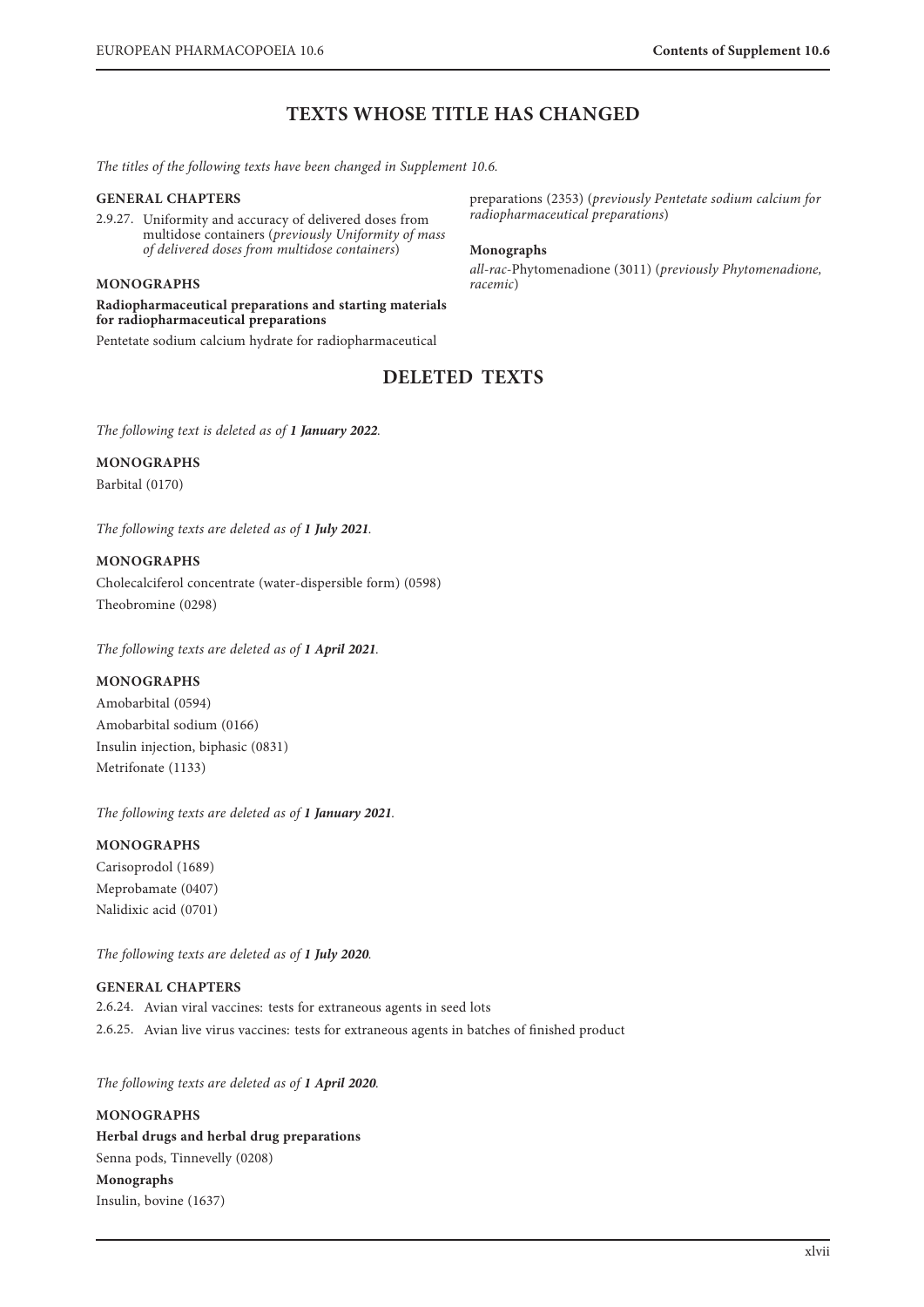## TEXTS WHOSE TITLE HAS CHANGED

*The titles of the following texts have been changed in Supplement 10.6.*

**GENERAL CHAPTERS**

2.9.27. Uniformity and accuracy of delivered doses from multidose containers (*previously Uniformity of mass of delivered doses from multidose containers*)

**MONOGRAPHS**

**Radiopharmaceutical preparations and starting materials for radiopharmaceutical preparations**

Pentetate sodium calcium hydrate for radiopharmaceutical preparations (2353) (*previously Pentetate sodium calcium for radiopharmaceutical preparations*)

**Monographs**

*all-rac*-Phytomenadione (3011) (*previously Phytomenadione, racemic*)

## DELETED TEXTS

*The following text is deleted as of **1 January 2022**.*

**MONOGRAPHS**

Barbital (0170)

*The following texts are deleted as of **1 July 2021**.*

**MONOGRAPHS**

Cholecalciferol concentrate (water-dispersible form) (0598)

Theobromine (0298)

*The following texts are deleted as of **1 April 2021**.*

**MONOGRAPHS**

Amobarbital (0594)

Amobarbital sodium (0166)

Insulin injection, biphasic (0831)

Metrifonate (1133)

*The following texts are deleted as of **1 January 2021**.*

**MONOGRAPHS**

Carisoprodol (1689)

Meprobamate (0407)

Nalidixic acid (0701)

*The following texts are deleted as of **1 July 2020**.*

**GENERAL CHAPTERS**

2.6.24. Avian viral vaccines: tests for extraneous agents in seed lots

2.6.25. Avian live virus vaccines: tests for extraneous agents in batches of finished product

*The following texts are deleted as of **1 April 2020**.*

**MONOGRAPHS**

**Herbal drugs and herbal drug preparations**

Senna pods, Tinnevelly (0208)

**Monographs**

Insulin, bovine (1637)